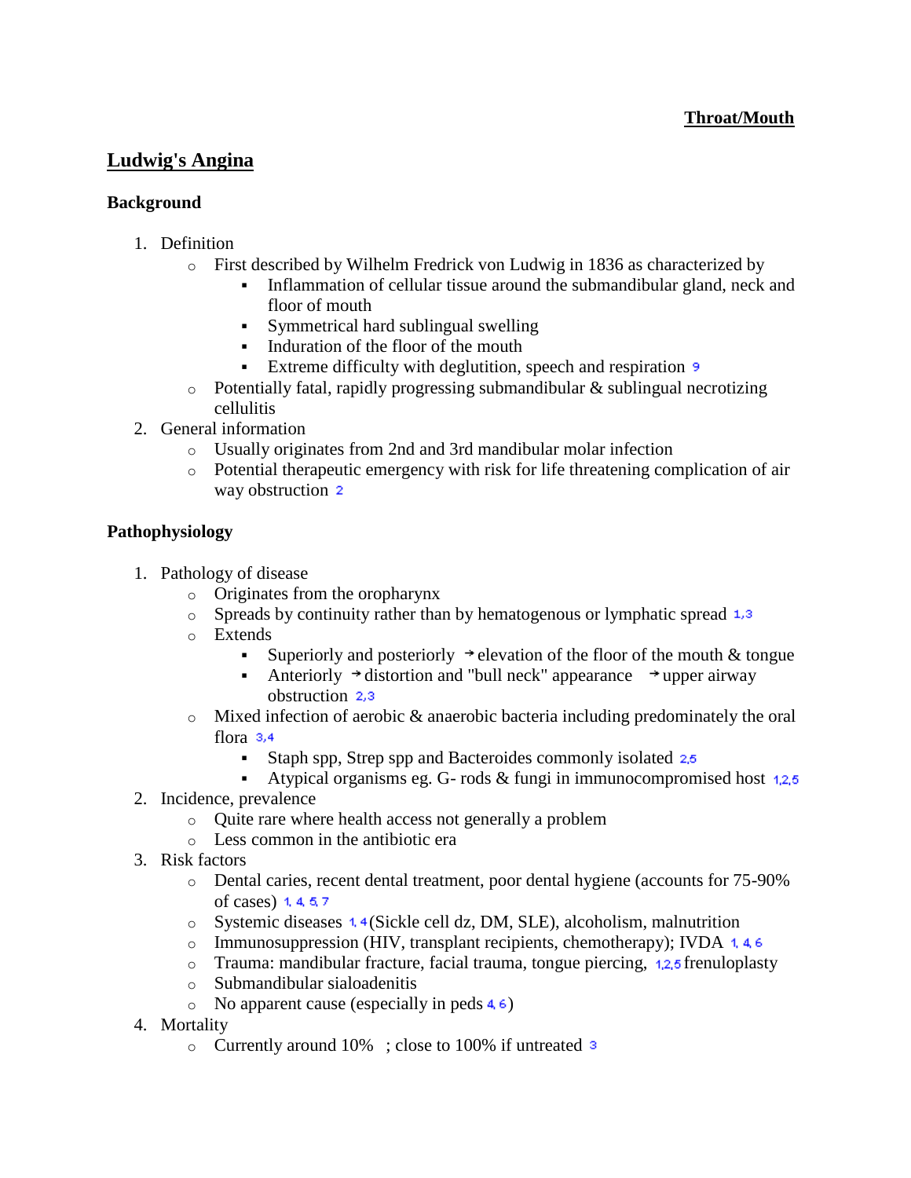**Throat/Mouth**

# Ludwig's Angina

## Background

1. Definition
    - First described by Wilhelm Fredrick von Ludwig in 1836 as characterized by
        - Inflammation of cellular tissue around the submandibular gland, neck and floor of mouth
        - Symmetrical hard sublingual swelling
        - Induration of the floor of the mouth
        - Extreme difficulty with deglutition, speech and respiration [9]
    - Potentially fatal, rapidly progressing submandibular & sublingual necrotizing cellulitis
2. General information
    - Usually originates from 2nd and 3rd mandibular molar infection
    - Potential therapeutic emergency with risk for life threatening complication of air way obstruction [2]

## Pathophysiology

1. Pathology of disease
    - Originates from the oropharynx
    - Spreads by continuity rather than by hematogenous or lymphatic spread [1,3]
    - Extends
        - Superiorly and posteriorly → elevation of the floor of the mouth & tongue
        - Anteriorly → distortion and "bull neck" appearance → upper airway obstruction [2,3]
    - Mixed infection of aerobic & anaerobic bacteria including predominately the oral flora [3,4]
        - Staph spp, Strep spp and Bacteroides commonly isolated [2,5]
        - Atypical organisms eg. G- rods & fungi in immunocompromised host [1,2,5]
2. Incidence, prevalence
    - Quite rare where health access not generally a problem
    - Less common in the antibiotic era
3. Risk factors
    - Dental caries, recent dental treatment, poor dental hygiene (accounts for 75-90% of cases) [1,4,5,7]
    - Systemic diseases [1,4] (Sickle cell dz, DM, SLE), alcoholism, malnutrition
    - Immunosuppression (HIV, transplant recipients, chemotherapy); IVDA [1,4,6]
    - Trauma: mandibular fracture, facial trauma, tongue piercing, [1,2,5] frenuloplasty
    - Submandibular sialoadenitis
    - No apparent cause (especially in peds [4,6])
4. Mortality
    - Currently around 10% ; close to 100% if untreated [3]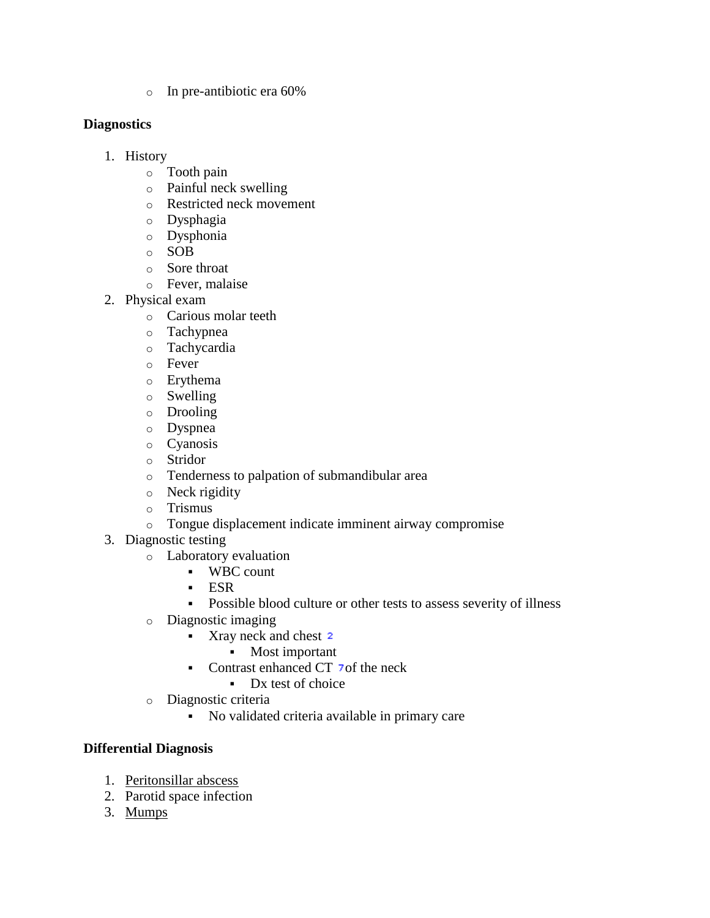- In pre-antibiotic era 60%

**Diagnostics**

1. History
   - Tooth pain
   - Painful neck swelling
   - Restricted neck movement
   - Dysphagia
   - Dysphonia
   - SOB
   - Sore throat
   - Fever, malaise
2. Physical exam
   - Carious molar teeth
   - Tachypnea
   - Tachycardia
   - Fever
   - Erythema
   - Swelling
   - Drooling
   - Dyspnea
   - Cyanosis
   - Stridor
   - Tenderness to palpation of submandibular area
   - Neck rigidity
   - Trismus
   - Tongue displacement indicate imminent airway compromise
3. Diagnostic testing
   - Laboratory evaluation
     - WBC count
     - ESR
     - Possible blood culture or other tests to assess severity of illness
   - Diagnostic imaging
     - Xray neck and chest [2]
       - Most important
     - Contrast enhanced CT [7] of the neck
       - Dx test of choice
   - Diagnostic criteria
     - No validated criteria available in primary care

**Differential Diagnosis**

1. Peritonsillar abscess
2. Parotid space infection
3. Mumps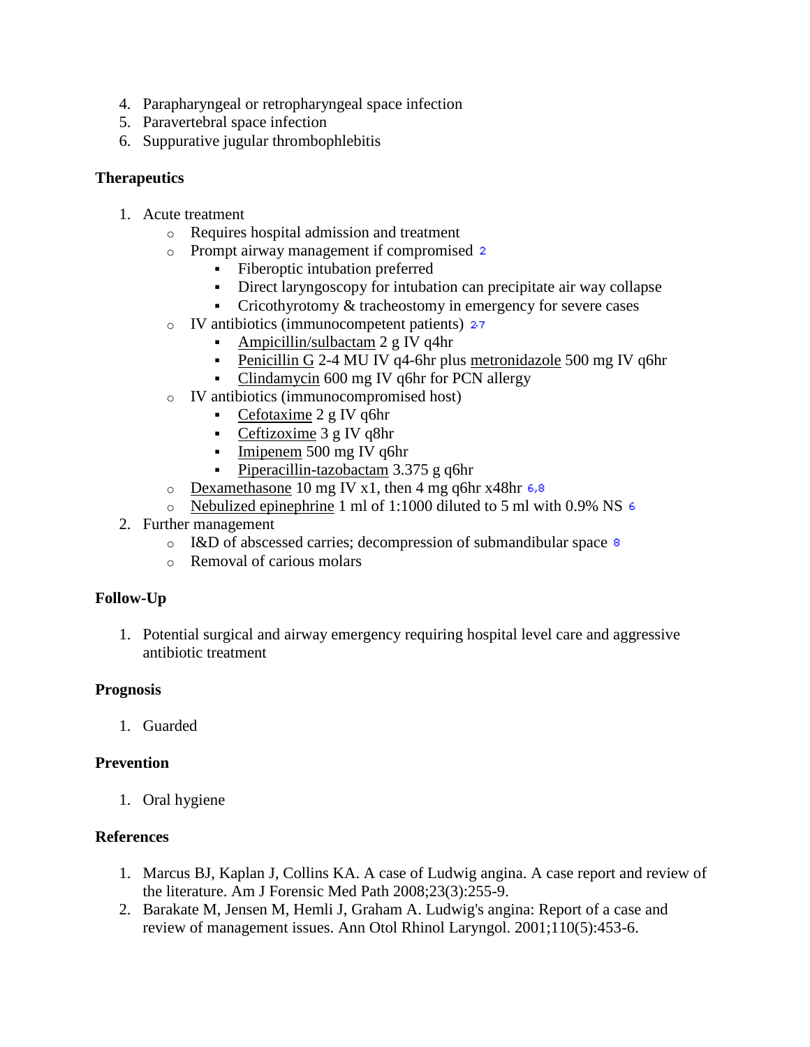4. Parapharyngeal or retropharyngeal space infection
5. Paravertebral space infection
6. Suppurative jugular thrombophlebitis

**Therapeutics**

1. Acute treatment
   - Requires hospital admission and treatment
   - Prompt airway management if compromised [2]
     - Fiberoptic intubation preferred
     - Direct laryngoscopy for intubation can precipitate air way collapse
     - Cricothyrotomy & tracheostomy in emergency for severe cases
   - IV antibiotics (immunocompetent patients) [2-7]
     - Ampicillin/sulbactam 2 g IV q4hr
     - Penicillin G 2-4 MU IV q4-6hr plus metronidazole 500 mg IV q6hr
     - Clindamycin 600 mg IV q6hr for PCN allergy
   - IV antibiotics (immunocompromised host)
     - Cefotaxime 2 g IV q6hr
     - Ceftizoxime 3 g IV q8hr
     - Imipenem 500 mg IV q6hr
     - Piperacillin-tazobactam 3.375 g q6hr
   - Dexamethasone 10 mg IV x1, then 4 mg q6hr x48hr [6,8]
   - Nebulized epinephrine 1 ml of 1:1000 diluted to 5 ml with 0.9% NS [6]
2. Further management
   - I&D of abscessed carries; decompression of submandibular space [8]
   - Removal of carious molars

**Follow-Up**

1. Potential surgical and airway emergency requiring hospital level care and aggressive antibiotic treatment

**Prognosis**

1. Guarded

**Prevention**

1. Oral hygiene

**References**

1. Marcus BJ, Kaplan J, Collins KA. A case of Ludwig angina. A case report and review of the literature. Am J Forensic Med Path 2008;23(3):255-9.
2. Barakate M, Jensen M, Hemli J, Graham A. Ludwig's angina: Report of a case and review of management issues. Ann Otol Rhinol Laryngol. 2001;110(5):453-6.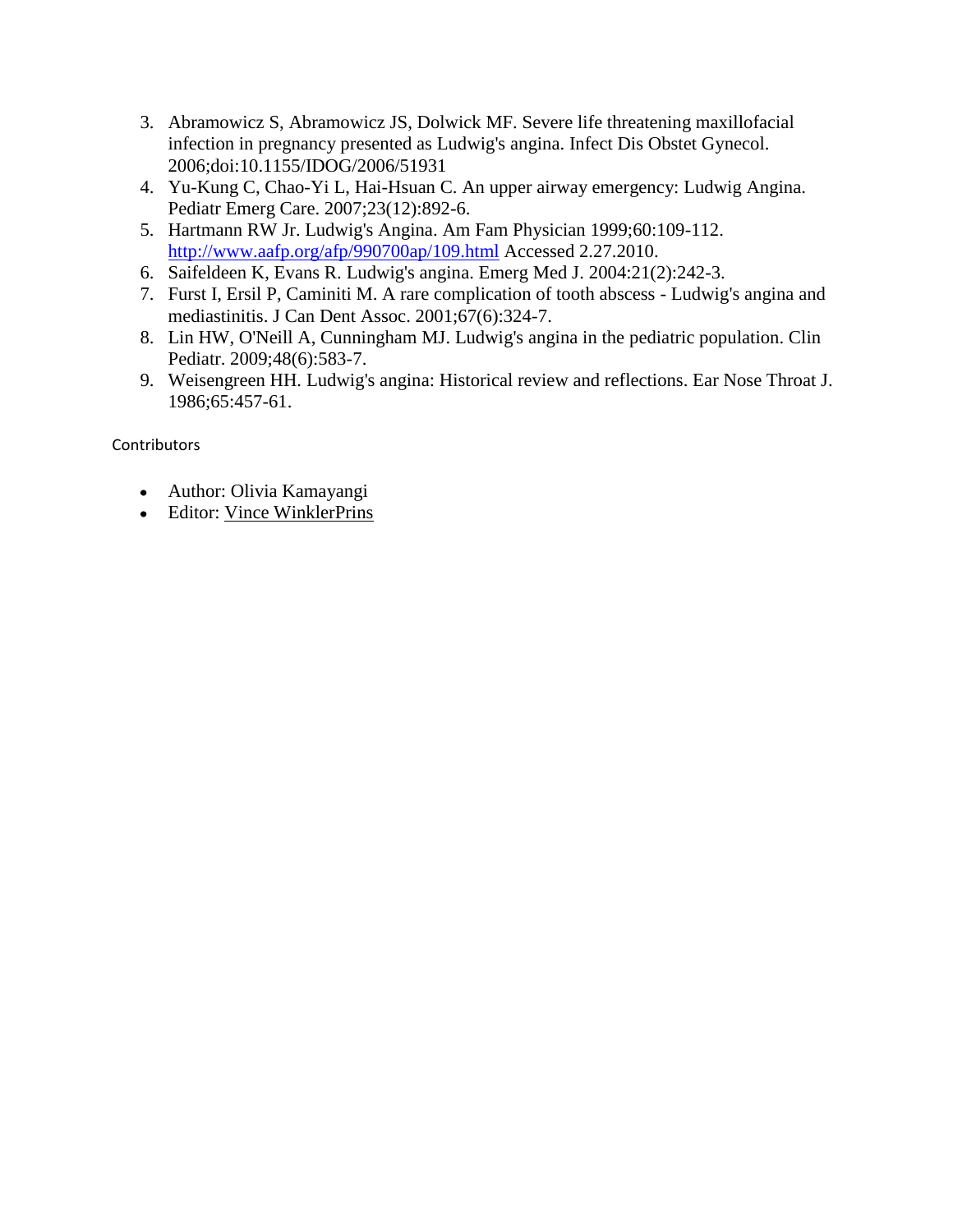3. Abramowicz S, Abramowicz JS, Dolwick MF. Severe life threatening maxillofacial infection in pregnancy presented as Ludwig's angina. Infect Dis Obstet Gynecol. 2006;doi:10.1155/IDOG/2006/51931
4. Yu-Kung C, Chao-Yi L, Hai-Hsuan C. An upper airway emergency: Ludwig Angina. Pediatr Emerg Care. 2007;23(12):892-6.
5. Hartmann RW Jr. Ludwig's Angina. Am Fam Physician 1999;60:109-112. [http://www.aafp.org/afp/990700ap/109.html](http://www.aafp.org/afp/990700ap/109.html) Accessed 2.27.2010.
6. Saifeldeen K, Evans R. Ludwig's angina. Emerg Med J. 2004:21(2):242-3.
7. Furst I, Ersil P, Caminiti M. A rare complication of tooth abscess - Ludwig's angina and mediastinitis. J Can Dent Assoc. 2001;67(6):324-7.
8. Lin HW, O'Neill A, Cunningham MJ. Ludwig's angina in the pediatric population. Clin Pediatr. 2009;48(6):583-7.
9. Weisengreen HH. Ludwig's angina: Historical review and reflections. Ear Nose Throat J. 1986;65:457-61.

Contributors

- Author: Olivia Kamayangi
- Editor: Vince WinklerPrins